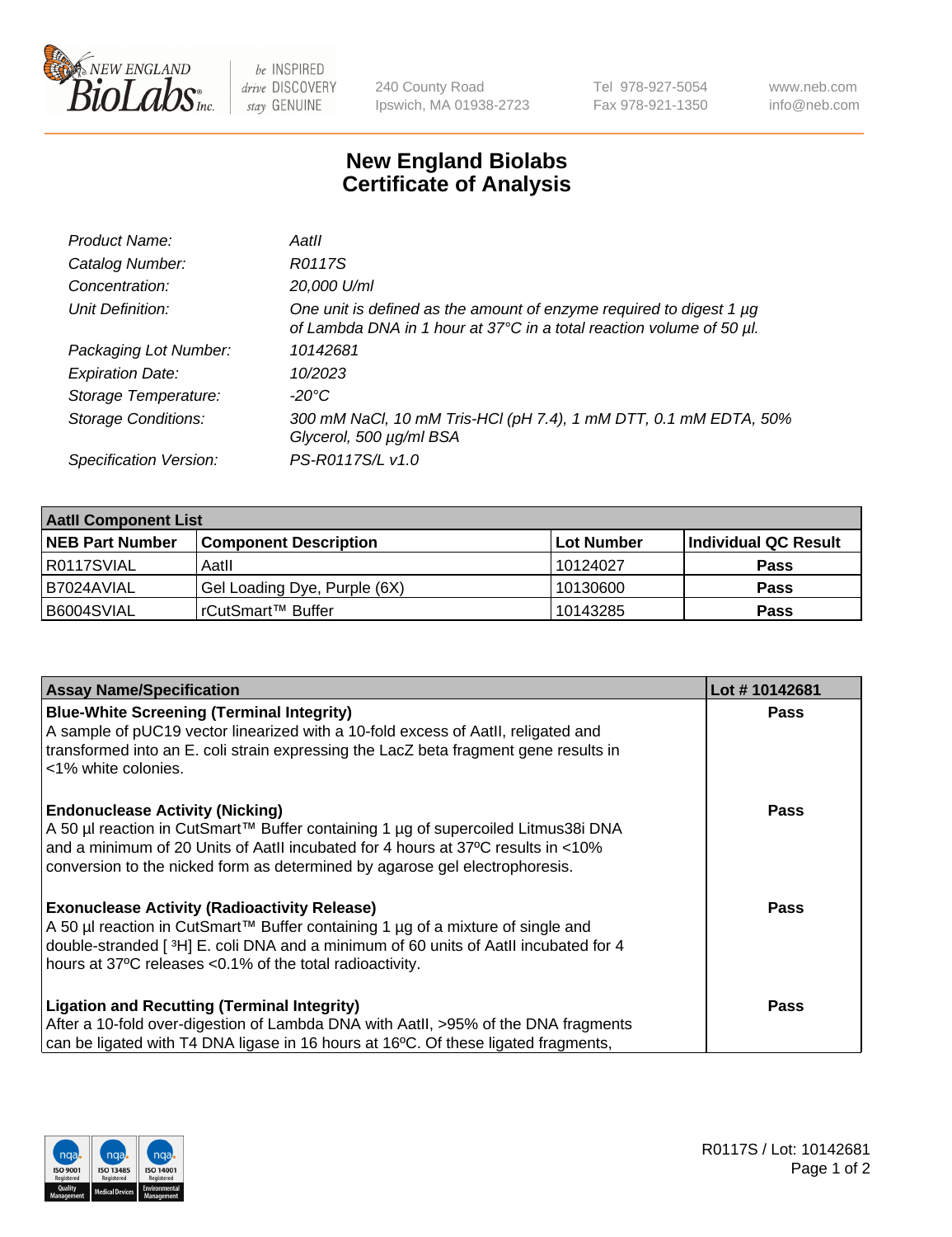# New England Biolabs Certificate of Analysis

| | |
|---|---|
| *Product Name:* | *AatII* |
| *Catalog Number:* | *R0117S* |
| *Concentration:* | *20,000 U/ml* |
| *Unit Definition:* | *One unit is defined as the amount of enzyme required to digest 1 µg of Lambda DNA in 1 hour at 37°C in a total reaction volume of 50 µl.* |
| *Packaging Lot Number:* | *10142681* |
| *Expiration Date:* | *10/2023* |
| *Storage Temperature:* | *-20°C* |
| *Storage Conditions:* | *300 mM NaCl, 10 mM Tris-HCl (pH 7.4), 1 mM DTT, 0.1 mM EDTA, 50% Glycerol, 500 µg/ml BSA* |
| *Specification Version:* | *PS-R0117S/L v1.0* |

| **AatII Component List** | | | |
|---|---|---|---|
| **NEB Part Number** | **Component Description** | **Lot Number** | **Individual QC Result** |
| R0117SVIAL | AatII | 10124027 | **Pass** |
| B7024AVIAL | Gel Loading Dye, Purple (6X) | 10130600 | **Pass** |
| B6004SVIAL | rCutSmart™ Buffer | 10143285 | **Pass** |

| **Assay Name/Specification** | **Lot # 10142681** |
|---|---|
| **Blue-White Screening (Terminal Integrity)** A sample of pUC19 vector linearized with a 10-fold excess of AatII, religated and transformed into an E. coli strain expressing the LacZ beta fragment gene results in <1% white colonies. | **Pass** |
| **Endonuclease Activity (Nicking)** A 50 µl reaction in CutSmart™ Buffer containing 1 µg of supercoiled Litmus38i DNA and a minimum of 20 Units of AatII incubated for 4 hours at 37ºC results in <10% conversion to the nicked form as determined by agarose gel electrophoresis. | **Pass** |
| **Exonuclease Activity (Radioactivity Release)** A 50 µl reaction in CutSmart™ Buffer containing 1 µg of a mixture of single and double-stranded [ $^3$H] E. coli DNA and a minimum of 60 units of AatII incubated for 4 hours at 37ºC releases <0.1% of the total radioactivity. | **Pass** |
| **Ligation and Recutting (Terminal Integrity)** After a 10-fold over-digestion of Lambda DNA with AatII, >95% of the DNA fragments can be ligated with T4 DNA ligase in 16 hours at 16ºC. Of these ligated fragments, | **Pass** |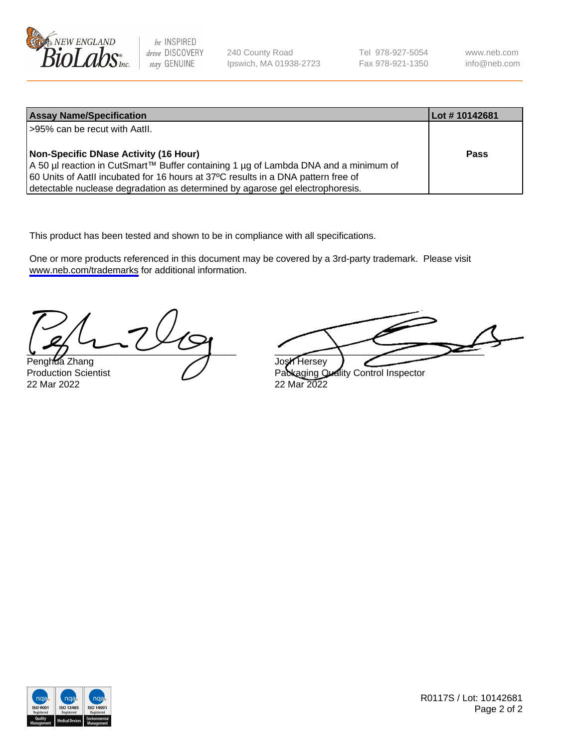| Assay Name/Specification | Lot # 10142681 |
|---|---|
| >95% can be recut with AatII. | |
| **Non-Specific DNase Activity (16 Hour)**<br>A 50 µl reaction in CutSmart™ Buffer containing 1 µg of Lambda DNA and a minimum of 60 Units of AatII incubated for 16 hours at 37ºC results in a DNA pattern free of detectable nuclease degradation as determined by agarose gel electrophoresis. | **Pass** |

This product has been tested and shown to be in compliance with all specifications.

One or more products referenced in this document may be covered by a 3rd-party trademark. Please visit www.neb.com/trademarks for additional information.

Penghua Zhang
Production Scientist
22 Mar 2022

Josh Hersey
Packaging Quality Control Inspector
22 Mar 2022

R0117S / Lot: 10142681